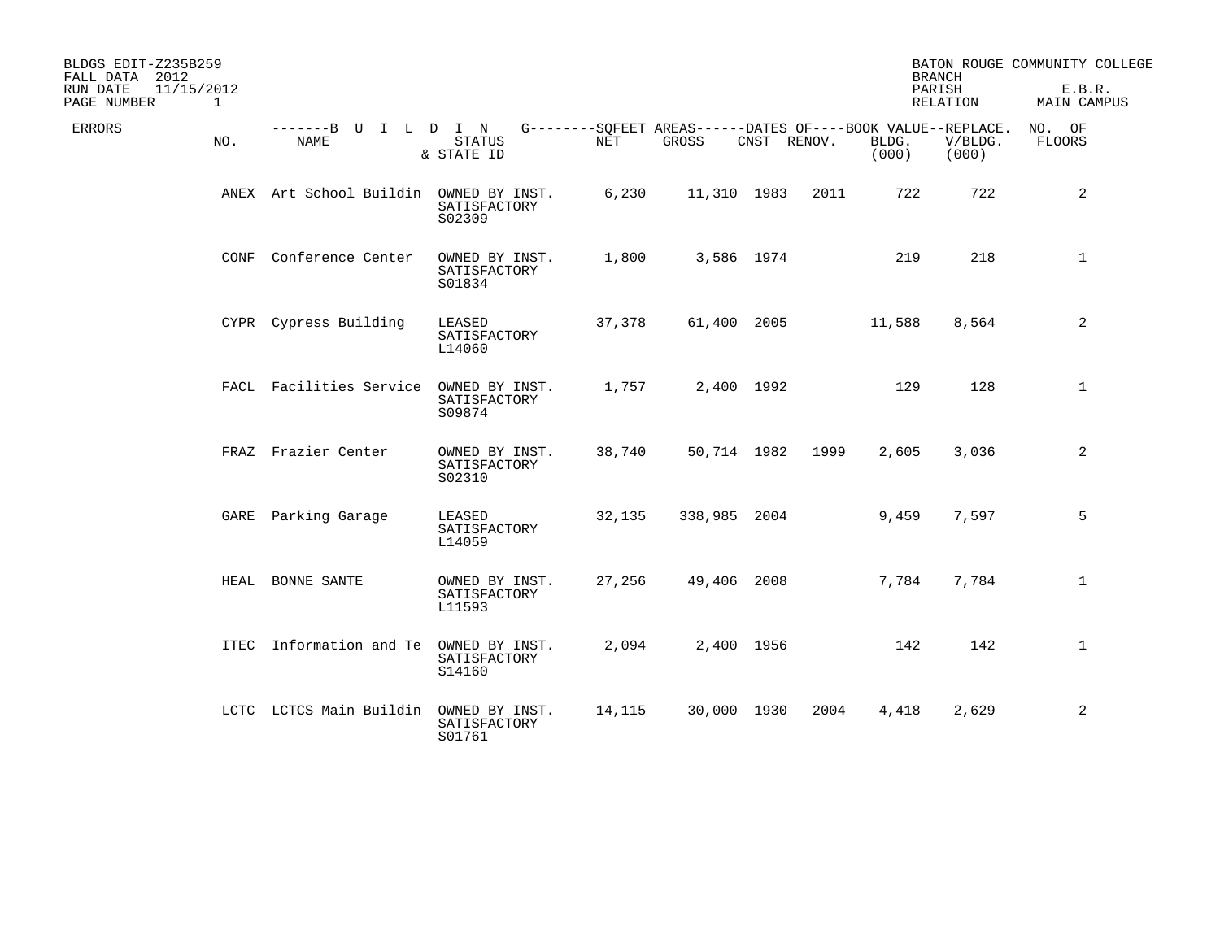BLDGS EDIT-Z235B259
FALL DATA 2012
RUN DATE 11/15/2012

BATON ROUGE COMMUNITY COLLEGE
BRANCH
PARISH E.B.R.
RELATION MAIN CAMPUS

| ERRORS | NO. | NAME | STATUS & STATE ID | NET | GROSS | CNST | RENOV. | BLDG. (000) | V/BLDG. (000) | NO. OF FLOORS |
|---|---|---|---|---|---|---|---|---|---|---|
| | ANEX | Art School Buildin | OWNED BY INST. SATISFACTORY S02309 | 6,230 | 11,310 | 1983 | 2011 | 722 | 722 | 2 |
| | CONF | Conference Center | OWNED BY INST. SATISFACTORY S01834 | 1,800 | 3,586 | 1974 | | 219 | 218 | 1 |
| | CYPR | Cypress Building | LEASED SATISFACTORY L14060 | 37,378 | 61,400 | 2005 | | 11,588 | 8,564 | 2 |
| | FACL | Facilities Service | OWNED BY INST. SATISFACTORY S09874 | 1,757 | 2,400 | 1992 | | 129 | 128 | 1 |
| | FRAZ | Frazier Center | OWNED BY INST. SATISFACTORY S02310 | 38,740 | 50,714 | 1982 | 1999 | 2,605 | 3,036 | 2 |
| | GARE | Parking Garage | LEASED SATISFACTORY L14059 | 32,135 | 338,985 | 2004 | | 9,459 | 7,597 | 5 |
| | HEAL | BONNE SANTE | OWNED BY INST. SATISFACTORY L11593 | 27,256 | 49,406 | 2008 | | 7,784 | 7,784 | 1 |
| | ITEC | Information and Te | OWNED BY INST. SATISFACTORY S14160 | 2,094 | 2,400 | 1956 | | 142 | 142 | 1 |
| | LCTC | LCTCS Main Buildin | OWNED BY INST. SATISFACTORY S01761 | 14,115 | 30,000 | 1930 | 2004 | 4,418 | 2,629 | 2 |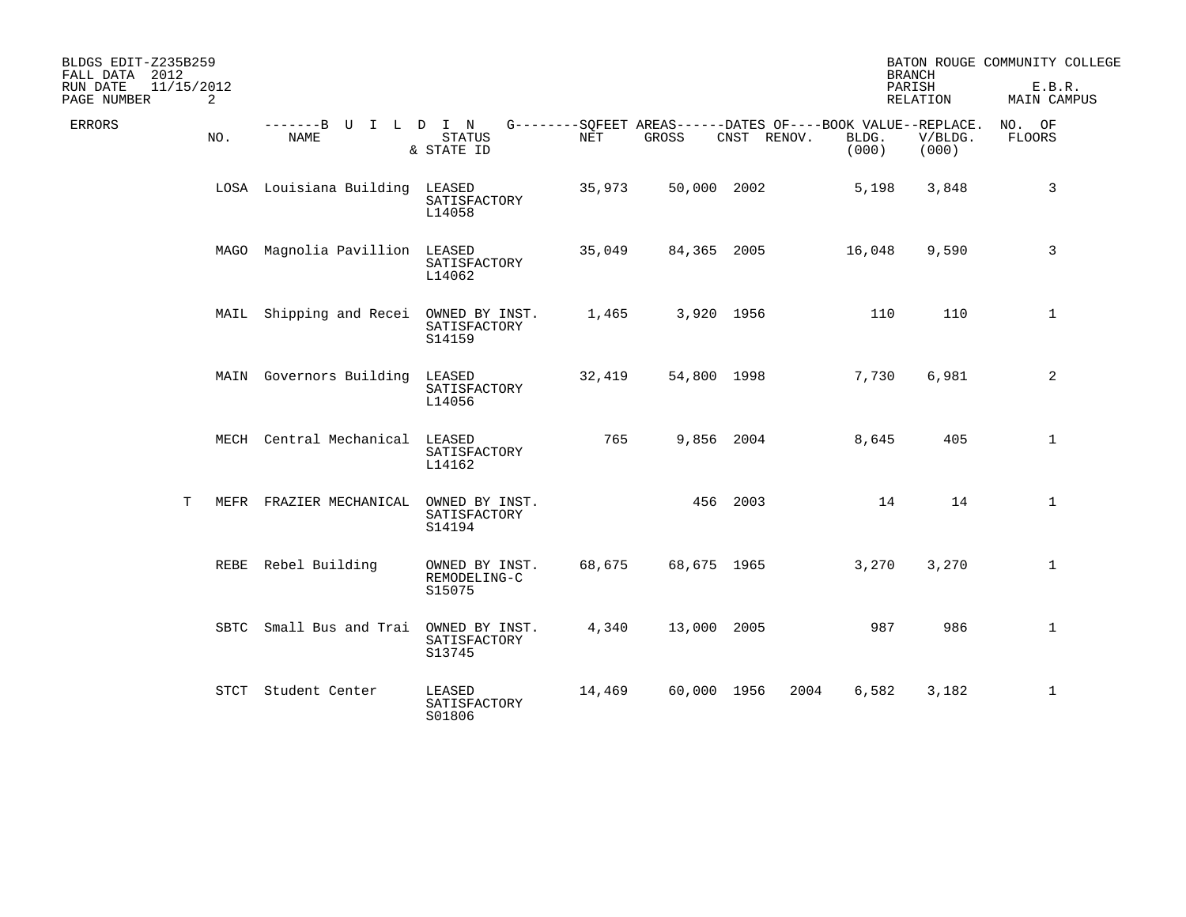BLDGS EDIT-Z235B259
FALL DATA 2012
RUN DATE 11/15/2012

BATON ROUGE COMMUNITY COLLEGE

| BRANCH | |
|---|---|
| PARISH | E.B.R. |
| RELATION | MAIN CAMPUS |

| ERRORS | NO. | NAME | STATUS & STATE ID | NET | GROSS | CNST | RENOV. | BLDG. (000) | V/BLDG. (000) | NO. OF FLOORS |
|---|---|---|---|---|---|---|---|---|---|---|
| | LOSA | Louisiana Building | LEASED SATISFACTORY L14058 | 35,973 | 50,000 | 2002 | | 5,198 | 3,848 | 3 |
| | MAGO | Magnolia Pavillion | LEASED SATISFACTORY L14062 | 35,049 | 84,365 | 2005 | | 16,048 | 9,590 | 3 |
| | MAIL | Shipping and Recei | OWNED BY INST. SATISFACTORY S14159 | 1,465 | 3,920 | 1956 | | 110 | 110 | 1 |
| | MAIN | Governors Building | LEASED SATISFACTORY L14056 | 32,419 | 54,800 | 1998 | | 7,730 | 6,981 | 2 |
| | MECH | Central Mechanical | LEASED SATISFACTORY L14162 | 765 | 9,856 | 2004 | | 8,645 | 405 | 1 |
| T | MEFR | FRAZIER MECHANICAL | OWNED BY INST. SATISFACTORY S14194 | | 456 | 2003 | | 14 | 14 | 1 |
| | REBE | Rebel Building | OWNED BY INST. REMODELING-C S15075 | 68,675 | 68,675 | 1965 | | 3,270 | 3,270 | 1 |
| | SBTC | Small Bus and Trai | OWNED BY INST. SATISFACTORY S13745 | 4,340 | 13,000 | 2005 | | 987 | 986 | 1 |
| | STCT | Student Center | LEASED SATISFACTORY S01806 | 14,469 | 60,000 | 1956 | 2004 | 6,582 | 3,182 | 1 |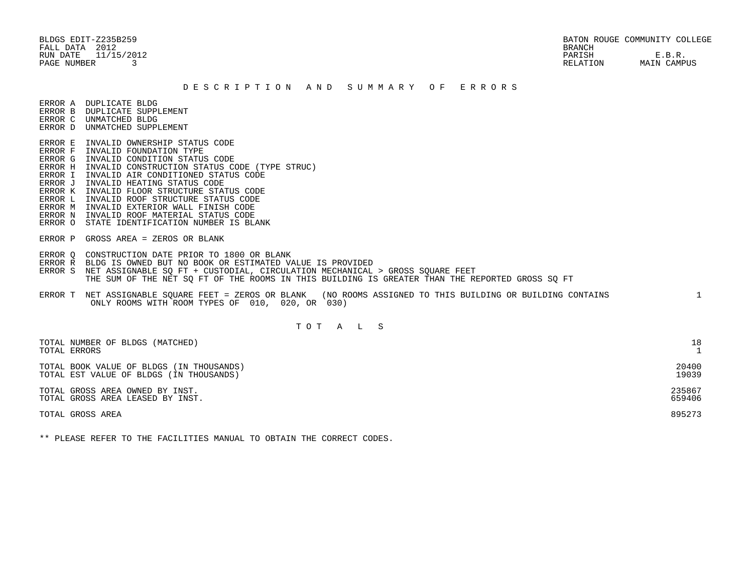BLDGS EDIT-Z235B259
FALL DATA 2012
RUN DATE 11/15/2012
PAGE NUMBER 3

BATON ROUGE COMMUNITY COLLEGE
BRANCH
PARISH E.B.R.
RELATION MAIN CAMPUS

## D E S C R I P T I O N   A N D   S U M M A R Y   O F   E R R O R S

ERROR A DUPLICATE BLDG
ERROR B DUPLICATE SUPPLEMENT
ERROR C UNMATCHED BLDG
ERROR D UNMATCHED SUPPLEMENT

ERROR E INVALID OWNERSHIP STATUS CODE
ERROR F INVALID FOUNDATION TYPE
ERROR G INVALID CONDITION STATUS CODE
ERROR H INVALID CONSTRUCTION STATUS CODE (TYPE STRUC)
ERROR I INVALID AIR CONDITIONED STATUS CODE
ERROR J INVALID HEATING STATUS CODE
ERROR K INVALID FLOOR STRUCTURE STATUS CODE
ERROR L INVALID ROOF STRUCTURE STATUS CODE
ERROR M INVALID EXTERIOR WALL FINISH CODE
ERROR N INVALID ROOF MATERIAL STATUS CODE
ERROR O STATE IDENTIFICATION NUMBER IS BLANK

ERROR P GROSS AREA = ZEROS OR BLANK

ERROR Q CONSTRUCTION DATE PRIOR TO 1800 OR BLANK
ERROR R BLDG IS OWNED BUT NO BOOK OR ESTIMATED VALUE IS PROVIDED
ERROR S NET ASSIGNABLE SQ FT + CUSTODIAL, CIRCULATION MECHANICAL > GROSS SQUARE FEET
THE SUM OF THE NET SQ FT OF THE ROOMS IN THIS BUILDING IS GREATER THAN THE REPORTED GROSS SQ FT

ERROR T NET ASSIGNABLE SQUARE FEET = ZEROS OR BLANK (NO ROOMS ASSIGNED TO THIS BUILDING OR BUILDING CONTAINS ONLY ROOMS WITH ROOM TYPES OF 010, 020, OR 030) 1

## T O T A L S

| | |
|---|---|
| TOTAL NUMBER OF BLDGS (MATCHED) | 18 |
| TOTAL ERRORS | 1 |
| TOTAL BOOK VALUE OF BLDGS (IN THOUSANDS) | 20400 |
| TOTAL EST VALUE OF BLDGS (IN THOUSANDS) | 19039 |
| TOTAL GROSS AREA OWNED BY INST. | 235867 |
| TOTAL GROSS AREA LEASED BY INST. | 659406 |
| TOTAL GROSS AREA | 895273 |

** PLEASE REFER TO THE FACILITIES MANUAL TO OBTAIN THE CORRECT CODES.